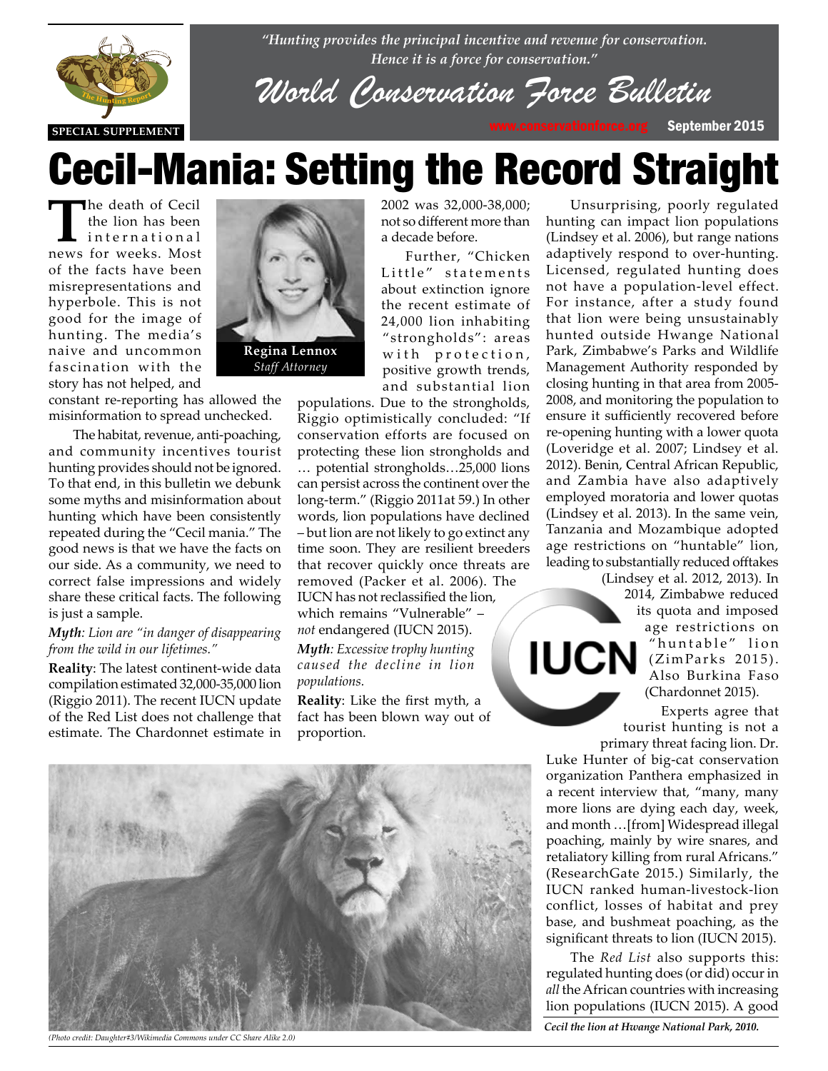*"Hunting provides the principal incentive and revenue for conservation. Hence it is a force for conservation."*

# World Conservation Force Bulletin

SPECIAL SUPPLEMENT

www.conservationforce.org September 2015

# Cecil-Mania: Setting the Record Straight

**Regina Lennox**
*Staff Attorney*

The death of Cecil the lion has been international news for weeks. Most of the facts have been misrepresentations and hyperbole. This is not good for the image of hunting. The media's naive and uncommon fascination with the story has not helped, and constant re-reporting has allowed the misinformation to spread unchecked.

The habitat, revenue, anti-poaching, and community incentives tourist hunting provides should not be ignored. To that end, in this bulletin we debunk some myths and misinformation about hunting which have been consistently repeated during the "Cecil mania." The good news is that we have the facts on our side. As a community, we need to correct false impressions and widely share these critical facts. The following is just a sample.

***Myth**: Lion are "in danger of disappearing from the wild in our lifetimes."*

**Reality**: The latest continent-wide data compilation estimated 32,000-35,000 lion (Riggio 2011). The recent IUCN update of the Red List does not challenge that estimate. The Chardonnet estimate in 2002 was 32,000-38,000; not so different more than a decade before.

Further, "Chicken Little" statements about extinction ignore the recent estimate of 24,000 lion inhabiting "strongholds": areas with protection, positive growth trends, and substantial lion populations. Due to the strongholds, Riggio optimistically concluded: "If conservation efforts are focused on protecting these lion strongholds and … potential strongholds…25,000 lions can persist across the continent over the long-term." (Riggio 2011at 59.) In other words, lion populations have declined – but lion are not likely to go extinct any time soon. They are resilient breeders that recover quickly once threats are removed (Packer et al. 2006). The IUCN has not reclassified the lion, which remains "Vulnerable" – *not* endangered (IUCN 2015).

***Myth**: Excessive trophy hunting caused the decline in lion populations.*

**Reality**: Like the first myth, a fact has been blown way out of proportion.

Unsurprising, poorly regulated hunting can impact lion populations (Lindsey et al. 2006), but range nations adaptively respond to over-hunting. Licensed, regulated hunting does not have a population-level effect. For instance, after a study found that lion were being unsustainably hunted outside Hwange National Park, Zimbabwe's Parks and Wildlife Management Authority responded by closing hunting in that area from 2005-2008, and monitoring the population to ensure it sufficiently recovered before re-opening hunting with a lower quota (Loveridge et al. 2007; Lindsey et al. 2012). Benin, Central African Republic, and Zambia have also adaptively employed moratoria and lower quotas (Lindsey et al. 2013). In the same vein, Tanzania and Mozambique adopted age restrictions on "huntable" lion, leading to substantially reduced offtakes (Lindsey et al. 2012, 2013). In 2014, Zimbabwe reduced its quota and imposed age restrictions on "huntable" lion (ZimParks 2015). Also Burkina Faso (Chardonnet 2015).

Experts agree that tourist hunting is not a primary threat facing lion. Dr. Luke Hunter of big-cat conservation organization Panthera emphasized in a recent interview that, "many, many more lions are dying each day, week, and month …[from] Widespread illegal poaching, mainly by wire snares, and retaliatory killing from rural Africans." (ResearchGate 2015.) Similarly, the IUCN ranked human-livestock-lion conflict, losses of habitat and prey base, and bushmeat poaching, as the significant threats to lion (IUCN 2015).

The *Red List* also supports this: regulated hunting does (or did) occur in *all* the African countries with increasing lion populations (IUCN 2015). A good

*(Photo credit: Daughter#3/Wikimedia Commons under CC Share Alike 2.0)*

***Cecil the lion at Hwange National Park, 2010.***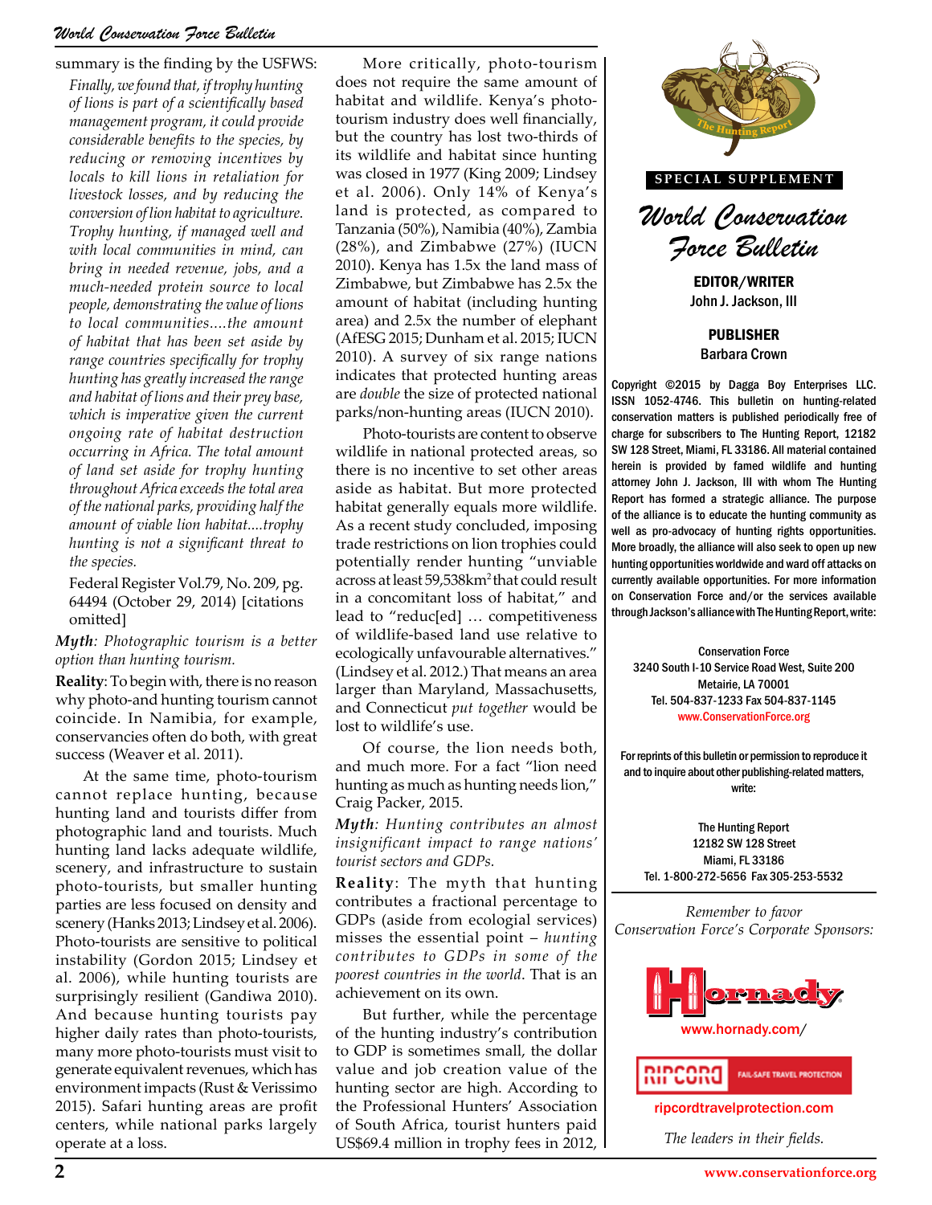summary is the finding by the USFWS:

> *Finally, we found that, if trophy hunting of lions is part of a scientifically based management program, it could provide considerable benefits to the species, by reducing or removing incentives by locals to kill lions in retaliation for livestock losses, and by reducing the conversion of lion habitat to agriculture. Trophy hunting, if managed well and with local communities in mind, can bring in needed revenue, jobs, and a much-needed protein source to local people, demonstrating the value of lions to local communities....the amount of habitat that has been set aside by range countries specifically for trophy hunting has greatly increased the range and habitat of lions and their prey base, which is imperative given the current ongoing rate of habitat destruction occurring in Africa. The total amount of land set aside for trophy hunting throughout Africa exceeds the total area of the national parks, providing half the amount of viable lion habitat....trophy hunting is not a significant threat to the species.*
>
> Federal Register Vol.79, No. 209, pg. 64494 (October 29, 2014) [citations omitted]

***Myth**: Photographic tourism is a better option than hunting tourism.*

**Reality**: To begin with, there is no reason why photo-and hunting tourism cannot coincide. In Namibia, for example, conservancies often do both, with great success (Weaver et al. 2011).

At the same time, photo-tourism cannot replace hunting, because hunting land and tourists differ from photographic land and tourists. Much hunting land lacks adequate wildlife, scenery, and infrastructure to sustain photo-tourists, but smaller hunting parties are less focused on density and scenery (Hanks 2013; Lindsey et al. 2006). Photo-tourists are sensitive to political instability (Gordon 2015; Lindsey et al. 2006), while hunting tourists are surprisingly resilient (Gandiwa 2010). And because hunting tourists pay higher daily rates than photo-tourists, many more photo-tourists must visit to generate equivalent revenues, which has environment impacts (Rust & Verissimo 2015). Safari hunting areas are profit centers, while national parks largely operate at a loss.

More critically, photo-tourism does not require the same amount of habitat and wildlife. Kenya's photo-tourism industry does well financially, but the country has lost two-thirds of its wildlife and habitat since hunting was closed in 1977 (King 2009; Lindsey et al. 2006). Only 14% of Kenya's land is protected, as compared to Tanzania (50%), Namibia (40%), Zambia (28%), and Zimbabwe (27%) (IUCN 2010). Kenya has 1.5x the land mass of Zimbabwe, but Zimbabwe has 2.5x the amount of habitat (including hunting area) and 2.5x the number of elephant (AfESG 2015; Dunham et al. 2015; IUCN 2010). A survey of six range nations indicates that protected hunting areas are *double* the size of protected national parks/non-hunting areas (IUCN 2010).

Photo-tourists are content to observe wildlife in national protected areas, so there is no incentive to set other areas aside as habitat. But more protected habitat generally equals more wildlife. As a recent study concluded, imposing trade restrictions on lion trophies could potentially render hunting "unviable across at least 59,538km² that could result in a concomitant loss of habitat," and lead to "reduc[ed] … competitiveness of wildlife-based land use relative to ecologically unfavourable alternatives." (Lindsey et al. 2012.) That means an area larger than Maryland, Massachusetts, and Connecticut *put together* would be lost to wildlife's use.

Of course, the lion needs both, and much more. For a fact "lion need hunting as much as hunting needs lion," Craig Packer, 2015.

***Myth**: Hunting contributes an almost insignificant impact to range nations' tourist sectors and GDPs.*

**Reality**: The myth that hunting contributes a fractional percentage to GDPs (aside from ecologial services) misses the essential point – *hunting contributes to GDPs in some of the poorest countries in the world*. That is an achievement on its own.

But further, while the percentage of the hunting industry's contribution to GDP is sometimes small, the dollar value and job creation value of the hunting sector are high. According to the Professional Hunters' Association of South Africa, tourist hunters paid US$69.4 million in trophy fees in 2012,

**SPECIAL SUPPLEMENT**

# World Conservation Force Bulletin

**EDITOR/WRITER**
John J. Jackson, III

**PUBLISHER**
Barbara Crown

Copyright ©2015 by Dagga Boy Enterprises LLC. ISSN 1052-4746. This bulletin on hunting-related conservation matters is published periodically free of charge for subscribers to The Hunting Report, 12182 SW 128 Street, Miami, FL 33186. All material contained herein is provided by famed wildlife and hunting attorney John J. Jackson, III with whom The Hunting Report has formed a strategic alliance. The purpose of the alliance is to educate the hunting community as well as pro-advocacy of hunting rights opportunities. More broadly, the alliance will also seek to open up new hunting opportunities worldwide and ward off attacks on currently available opportunities. For more information on Conservation Force and/or the services available through Jackson's alliance with The Hunting Report, write:

Conservation Force
3240 South I-10 Service Road West, Suite 200
Metairie, LA 70001
Tel. 504-837-1233 Fax 504-837-1145
www.ConservationForce.org

For reprints of this bulletin or permission to reproduce it and to inquire about other publishing-related matters, write:

The Hunting Report
12182 SW 128 Street
Miami, FL 33186
Tel. 1-800-272-5656 Fax 305-253-5532

*Remember to favor Conservation Force's Corporate Sponsors:*

Hornady
www.hornady.com/

RIPCORD FAIL-SAFE TRAVEL PROTECTION
ripcordtravelprotection.com

*The leaders in their fields.*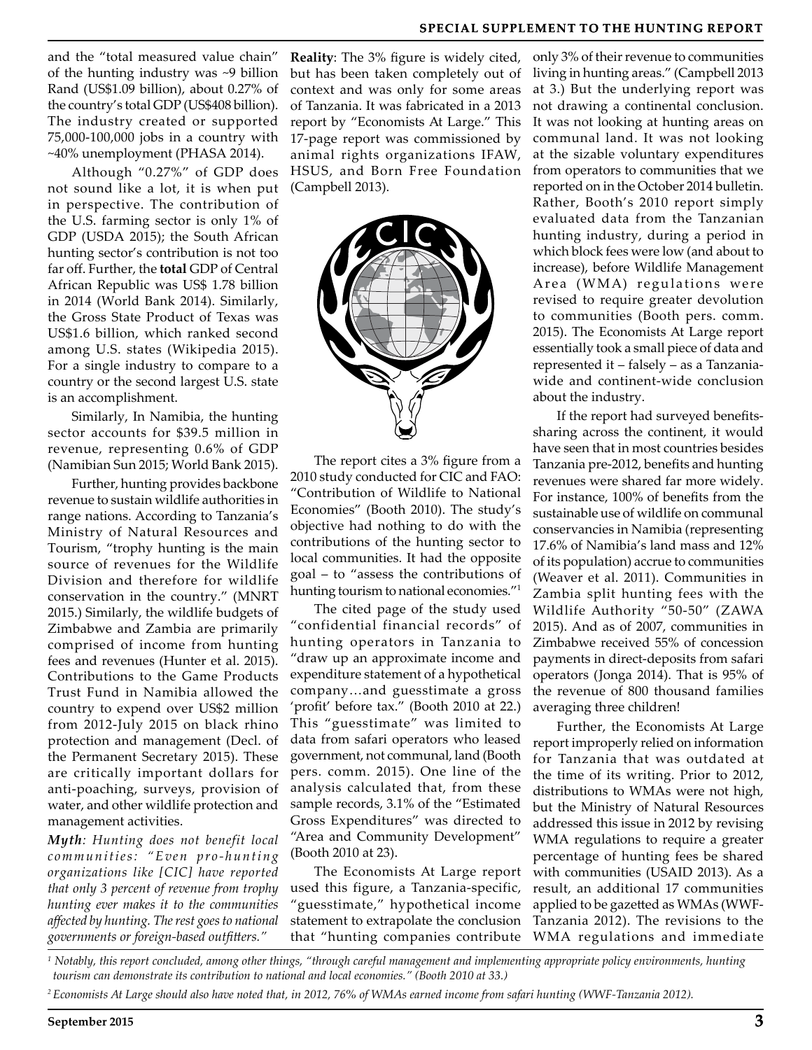and the "total measured value chain" of the hunting industry was ~9 billion Rand (US$1.09 billion), about 0.27% of the country's total GDP (US$408 billion). The industry created or supported 75,000-100,000 jobs in a country with ~40% unemployment (PHASA 2014).

Although "0.27%" of GDP does not sound like a lot, it is when put in perspective. The contribution of the U.S. farming sector is only 1% of GDP (USDA 2015); the South African hunting sector's contribution is not too far off. Further, the **total** GDP of Central African Republic was US$ 1.78 billion in 2014 (World Bank 2014). Similarly, the Gross State Product of Texas was US$1.6 billion, which ranked second among U.S. states (Wikipedia 2015). For a single industry to compare to a country or the second largest U.S. state is an accomplishment.

Similarly, In Namibia, the hunting sector accounts for $39.5 million in revenue, representing 0.6% of GDP (Namibian Sun 2015; World Bank 2015).

Further, hunting provides backbone revenue to sustain wildlife authorities in range nations. According to Tanzania's Ministry of Natural Resources and Tourism, "trophy hunting is the main source of revenues for the Wildlife Division and therefore for wildlife conservation in the country." (MNRT 2015.) Similarly, the wildlife budgets of Zimbabwe and Zambia are primarily comprised of income from hunting fees and revenues (Hunter et al. 2015). Contributions to the Game Products Trust Fund in Namibia allowed the country to expend over US$2 million from 2012-July 2015 on black rhino protection and management (Decl. of the Permanent Secretary 2015). These are critically important dollars for anti-poaching, surveys, provision of water, and other wildlife protection and management activities.

***Myth**: Hunting does not benefit local communities: "Even pro-hunting organizations like [CIC] have reported that only 3 percent of revenue from trophy hunting ever makes it to the communities affected by hunting. The rest goes to national governments or foreign-based outfitters."*

**Reality**: The 3% figure is widely cited, but has been taken completely out of context and was only for some areas of Tanzania. It was fabricated in a 2013 report by "Economists At Large." This 17-page report was commissioned by animal rights organizations IFAW, HSUS, and Born Free Foundation (Campbell 2013).

The report cites a 3% figure from a 2010 study conducted for CIC and FAO: "Contribution of Wildlife to National Economies" (Booth 2010). The study's objective had nothing to do with the contributions of the hunting sector to local communities. It had the opposite goal – to "assess the contributions of hunting tourism to national economies."[1]

The cited page of the study used "confidential financial records" of hunting operators in Tanzania to "draw up an approximate income and expenditure statement of a hypothetical company…and guesstimate a gross 'profit' before tax." (Booth 2010 at 22.) This "guesstimate" was limited to data from safari operators who leased government, not communal, land (Booth pers. comm. 2015). One line of the analysis calculated that, from these sample records, 3.1% of the "Estimated Gross Expenditures" was directed to "Area and Community Development" (Booth 2010 at 23).

The Economists At Large report used this figure, a Tanzania-specific, "guesstimate," hypothetical income statement to extrapolate the conclusion that "hunting companies contribute only 3% of their revenue to communities living in hunting areas." (Campbell 2013 at 3.) But the underlying report was not drawing a continental conclusion. It was not looking at hunting areas on communal land. It was not looking at the sizable voluntary expenditures from operators to communities that we reported on in the October 2014 bulletin. Rather, Booth's 2010 report simply evaluated data from the Tanzanian hunting industry, during a period in which block fees were low (and about to increase), before Wildlife Management Area (WMA) regulations were revised to require greater devolution to communities (Booth pers. comm. 2015). The Economists At Large report essentially took a small piece of data and represented it – falsely – as a Tanzania-wide and continent-wide conclusion about the industry.

If the report had surveyed benefits-sharing across the continent, it would have seen that in most countries besides Tanzania pre-2012, benefits and hunting revenues were shared far more widely. For instance, 100% of benefits from the sustainable use of wildlife on communal conservancies in Namibia (representing 17.6% of Namibia's land mass and 12% of its population) accrue to communities (Weaver et al. 2011). Communities in Zambia split hunting fees with the Wildlife Authority "50-50" (ZAWA 2015). And as of 2007, communities in Zimbabwe received 55% of concession payments in direct-deposits from safari operators (Jonga 2014). That is 95% of the revenue of 800 thousand families averaging three children!

Further, the Economists At Large report improperly relied on information for Tanzania that was outdated at the time of its writing. Prior to 2012, distributions to WMAs were not high, but the Ministry of Natural Resources addressed this issue in 2012 by revising WMA regulations to require a greater percentage of hunting fees be shared with communities (USAID 2013). As a result, an additional 17 communities applied to be gazetted as WMAs (WWF-Tanzania 2012). The revisions to the WMA regulations and immediate

[1] *Notably, this report concluded, among other things, "through careful management and implementing appropriate policy environments, hunting tourism can demonstrate its contribution to national and local economies." (Booth 2010 at 33.)*

[2] *Economists At Large should also have noted that, in 2012, 76% of WMAs earned income from safari hunting (WWF-Tanzania 2012).*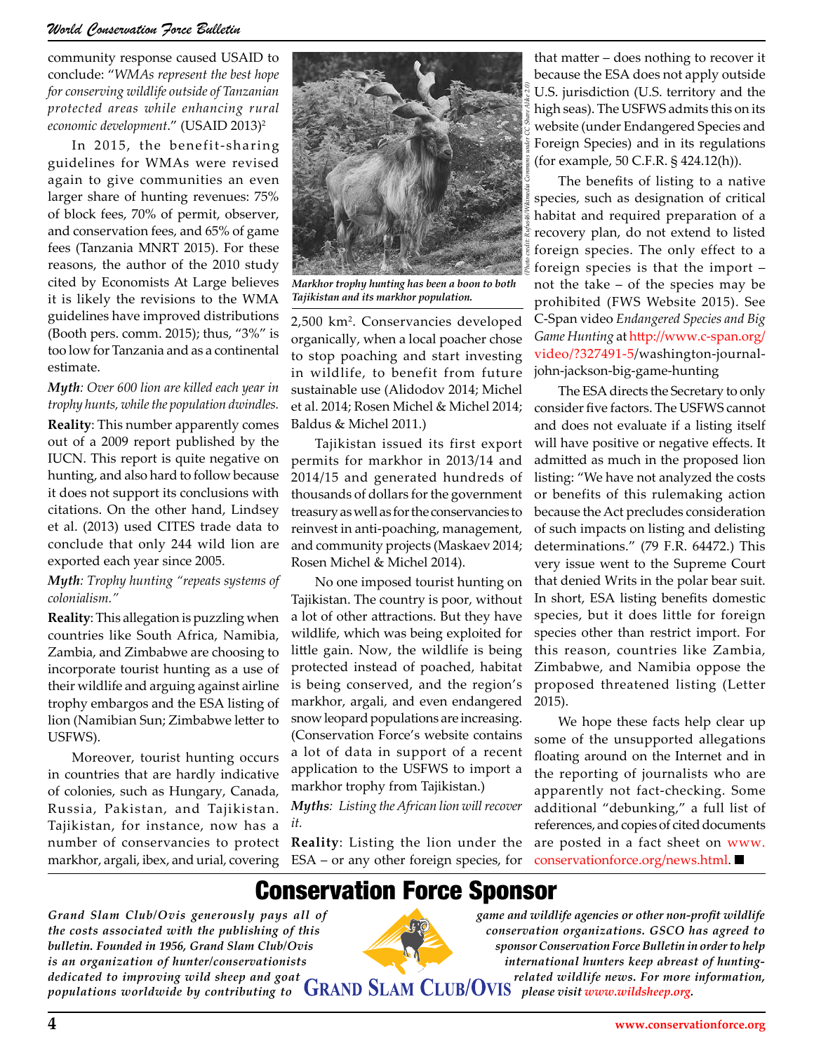community response caused USAID to conclude: "*WMAs represent the best hope for conserving wildlife outside of Tanzanian protected areas while enhancing rural economic development.*" (USAID 2013)[2]

In 2015, the benefit-sharing guidelines for WMAs were revised again to give communities an even larger share of hunting revenues: 75% of block fees, 70% of permit, observer, and conservation fees, and 65% of game fees (Tanzania MNRT 2015). For these reasons, the author of the 2010 study cited by Economists At Large believes it is likely the revisions to the WMA guidelines have improved distributions (Booth pers. comm. 2015); thus, "3%" is too low for Tanzania and as a continental estimate.

***Myth**: Over 600 lion are killed each year in trophy hunts, while the population dwindles.*

**Reality**: This number apparently comes out of a 2009 report published by the IUCN. This report is quite negative on hunting, and also hard to follow because it does not support its conclusions with citations. On the other hand, Lindsey et al. (2013) used CITES trade data to conclude that only 244 wild lion are exported each year since 2005.

***Myth**: Trophy hunting "repeats systems of colonialism."*

**Reality**: This allegation is puzzling when countries like South Africa, Namibia, Zambia, and Zimbabwe are choosing to incorporate tourist hunting as a use of their wildlife and arguing against airline trophy embargos and the ESA listing of lion (Namibian Sun; Zimbabwe letter to USFWS).

Moreover, tourist hunting occurs in countries that are hardly indicative of colonies, such as Hungary, Canada, Russia, Pakistan, and Tajikistan. Tajikistan, for instance, now has a number of conservancies to protect markhor, argali, ibex, and urial, covering 2,500 km$^2$. Conservancies developed organically, when a local poacher chose to stop poaching and start investing in wildlife, to benefit from future sustainable use (Alidodov 2014; Michel et al. 2014; Rosen Michel & Michel 2014; Baldus & Michel 2011.)

*(Photo credit: Rufus46/Wikimedia Commons under CC Share Alike 2.0)*

*Markhor trophy hunting has been a boon to both Tajikistan and its markhor population.*

Tajikistan issued its first export permits for markhor in 2013/14 and 2014/15 and generated hundreds of thousands of dollars for the government treasury as well as for the conservancies to reinvest in anti-poaching, management, and community projects (Maskaev 2014; Rosen Michel & Michel 2014).

No one imposed tourist hunting on Tajikistan. The country is poor, without a lot of other attractions. But they have wildlife, which was being exploited for little gain. Now, the wildlife is being protected instead of poached, habitat is being conserved, and the region's markhor, argali, and even endangered snow leopard populations are increasing. (Conservation Force's website contains a lot of data in support of a recent application to the USFWS to import a markhor trophy from Tajikistan.)

***Myths**: Listing the African lion will recover it.*

**Reality**: Listing the lion under the ESA – or any other foreign species, for that matter – does nothing to recover it because the ESA does not apply outside U.S. jurisdiction (U.S. territory and the high seas). The USFWS admits this on its website (under Endangered Species and Foreign Species) and in its regulations (for example, 50 C.F.R. § 424.12(h)).

The benefits of listing to a native species, such as designation of critical habitat and required preparation of a recovery plan, do not extend to listed foreign species. The only effect to a foreign species is that the import – not the take – of the species may be prohibited (FWS Website 2015). See C-Span video *Endangered Species and Big Game Hunting* at http://www.c-span.org/video/?327491-5/washington-journal-john-jackson-big-game-hunting

The ESA directs the Secretary to only consider five factors. The USFWS cannot and does not evaluate if a listing itself will have positive or negative effects. It admitted as much in the proposed lion listing: "We have not analyzed the costs or benefits of this rulemaking action because the Act precludes consideration of such impacts on listing and delisting determinations." (79 F.R. 64472.) This very issue went to the Supreme Court that denied Writs in the polar bear suit. In short, ESA listing benefits domestic species, but it does little for foreign species other than restrict import. For this reason, countries like Zambia, Zimbabwe, and Namibia oppose the proposed threatened listing (Letter 2015).

We hope these facts help clear up some of the unsupported allegations floating around on the Internet and in the reporting of journalists who are apparently not fact-checking. Some additional "debunking," a full list of references, and copies of cited documents are posted in a fact sheet on www.conservationforce.org/news.html. ■

## Conservation Force Sponsor

*Grand Slam Club/Ovis generously pays all of the costs associated with the publishing of this bulletin. Founded in 1956, Grand Slam Club/Ovis is an organization of hunter/conservationists dedicated to improving wild sheep and goat populations worldwide by contributing to game and wildlife agencies or other non-profit wildlife conservation organizations. GSCO has agreed to sponsor Conservation Force Bulletin in order to help international hunters keep abreast of hunting-related wildlife news. For more information, please visit www.wildsheep.org.*

GRAND SLAM CLUB/OVIS